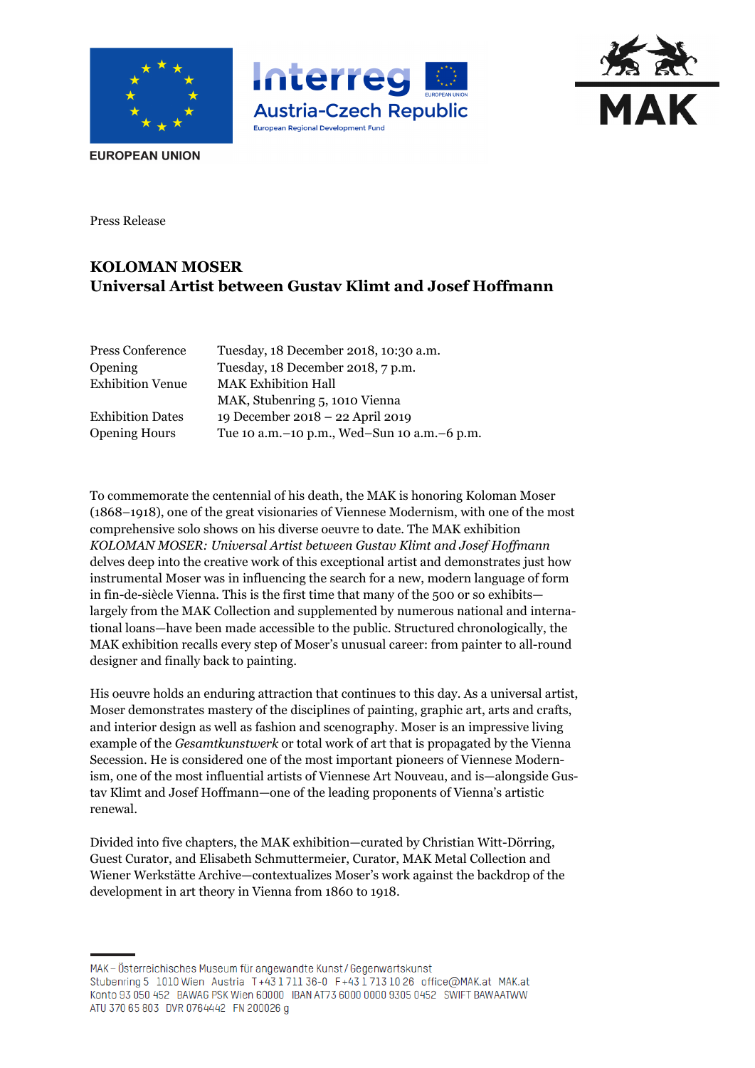EUROPEAN UNION

Interreg
Austria-Czech Republic
European Regional Development Fund

MAK

Press Release

# KOLOMAN MOSER
## Universal Artist between Gustav Klimt and Josef Hoffmann

| | |
|---|---|
| Press Conference | Tuesday, 18 December 2018, 10:30 a.m. |
| Opening | Tuesday, 18 December 2018, 7 p.m. |
| Exhibition Venue | MAK Exhibition Hall<br>MAK, Stubenring 5, 1010 Vienna |
| Exhibition Dates | 19 December 2018 – 22 April 2019 |
| Opening Hours | Tue 10 a.m.–10 p.m., Wed–Sun 10 a.m.–6 p.m. |

To commemorate the centennial of his death, the MAK is honoring Koloman Moser (1868–1918), one of the great visionaries of Viennese Modernism, with one of the most comprehensive solo shows on his diverse oeuvre to date. The MAK exhibition *KOLOMAN MOSER: Universal Artist between Gustav Klimt and Josef Hoffmann* delves deep into the creative work of this exceptional artist and demonstrates just how instrumental Moser was in influencing the search for a new, modern language of form in fin-de-siècle Vienna. This is the first time that many of the 500 or so exhibits—largely from the MAK Collection and supplemented by numerous national and international loans—have been made accessible to the public. Structured chronologically, the MAK exhibition recalls every step of Moser's unusual career: from painter to all-round designer and finally back to painting.

His oeuvre holds an enduring attraction that continues to this day. As a universal artist, Moser demonstrates mastery of the disciplines of painting, graphic art, arts and crafts, and interior design as well as fashion and scenography. Moser is an impressive living example of the *Gesamtkunstwerk* or total work of art that is propagated by the Vienna Secession. He is considered one of the most important pioneers of Viennese Modernism, one of the most influential artists of Viennese Art Nouveau, and is—alongside Gustav Klimt and Josef Hoffmann—one of the leading proponents of Vienna's artistic renewal.

Divided into five chapters, the MAK exhibition—curated by Christian Witt-Dörring, Guest Curator, and Elisabeth Schmuttermeier, Curator, MAK Metal Collection and Wiener Werkstätte Archive—contextualizes Moser's work against the backdrop of the development in art theory in Vienna from 1860 to 1918.

MAK – Österreichisches Museum für angewandte Kunst / Gegenwartskunst
Stubenring 5 1010 Wien Austria T +43 1 711 36-0 F +43 1 713 10 26 office@MAK.at MAK.at
Konto 93 050 452 BAWAG PSK Wien 60000 IBAN AT73 6000 0000 9305 0452 SWIFT BAWAATWW
ATU 370 65 803 DVR 0764442 FN 200026 g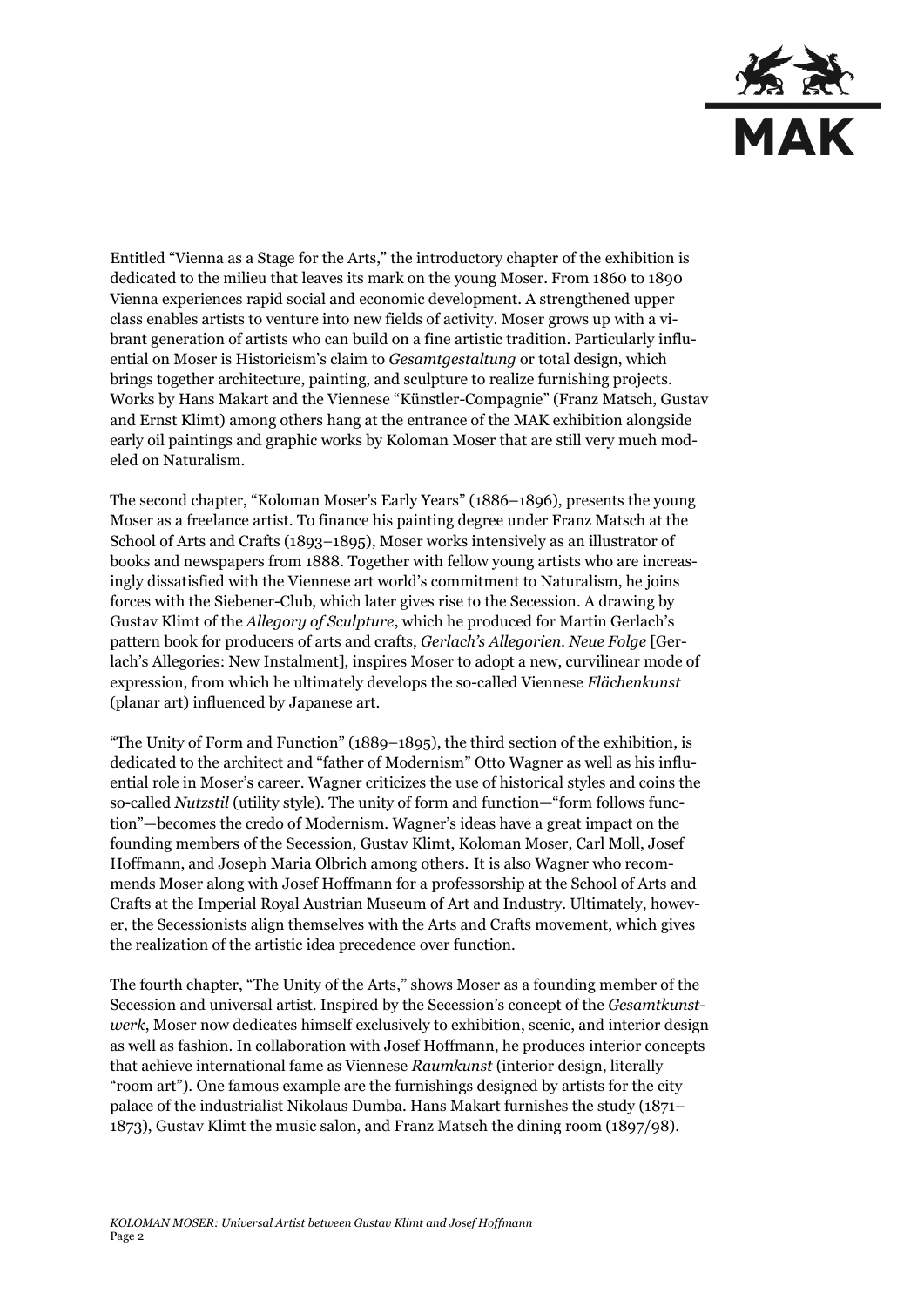Entitled “Vienna as a Stage for the Arts,” the introductory chapter of the exhibition is dedicated to the milieu that leaves its mark on the young Moser. From 1860 to 1890 Vienna experiences rapid social and economic development. A strengthened upper class enables artists to venture into new fields of activity. Moser grows up with a vibrant generation of artists who can build on a fine artistic tradition. Particularly influential on Moser is Historicism’s claim to *Gesamtgestaltung* or total design, which brings together architecture, painting, and sculpture to realize furnishing projects. Works by Hans Makart and the Viennese “Künstler-Compagnie” (Franz Matsch, Gustav and Ernst Klimt) among others hang at the entrance of the MAK exhibition alongside early oil paintings and graphic works by Koloman Moser that are still very much modeled on Naturalism.

The second chapter, “Koloman Moser’s Early Years” (1886–1896), presents the young Moser as a freelance artist. To finance his painting degree under Franz Matsch at the School of Arts and Crafts (1893–1895), Moser works intensively as an illustrator of books and newspapers from 1888. Together with fellow young artists who are increasingly dissatisfied with the Viennese art world’s commitment to Naturalism, he joins forces with the Siebener-Club, which later gives rise to the Secession. A drawing by Gustav Klimt of the *Allegory of Sculpture*, which he produced for Martin Gerlach’s pattern book for producers of arts and crafts, *Gerlach’s Allegorien. Neue Folge* [Gerlach’s Allegories: New Instalment], inspires Moser to adopt a new, curvilinear mode of expression, from which he ultimately develops the so-called Viennese *Flächenkunst* (planar art) influenced by Japanese art.

“The Unity of Form and Function” (1889–1895), the third section of the exhibition, is dedicated to the architect and “father of Modernism” Otto Wagner as well as his influential role in Moser’s career. Wagner criticizes the use of historical styles and coins the so-called *Nutzstil* (utility style). The unity of form and function—“form follows function”—becomes the credo of Modernism. Wagner’s ideas have a great impact on the founding members of the Secession, Gustav Klimt, Koloman Moser, Carl Moll, Josef Hoffmann, and Joseph Maria Olbrich among others. It is also Wagner who recommends Moser along with Josef Hoffmann for a professorship at the School of Arts and Crafts at the Imperial Royal Austrian Museum of Art and Industry. Ultimately, however, the Secessionists align themselves with the Arts and Crafts movement, which gives the realization of the artistic idea precedence over function.

The fourth chapter, “The Unity of the Arts,” shows Moser as a founding member of the Secession and universal artist. Inspired by the Secession’s concept of the *Gesamtkunstwerk*, Moser now dedicates himself exclusively to exhibition, scenic, and interior design as well as fashion. In collaboration with Josef Hoffmann, he produces interior concepts that achieve international fame as Viennese *Raumkunst* (interior design, literally “room art”). One famous example are the furnishings designed by artists for the city palace of the industrialist Nikolaus Dumba. Hans Makart furnishes the study (1871–1873), Gustav Klimt the music salon, and Franz Matsch the dining room (1897/98).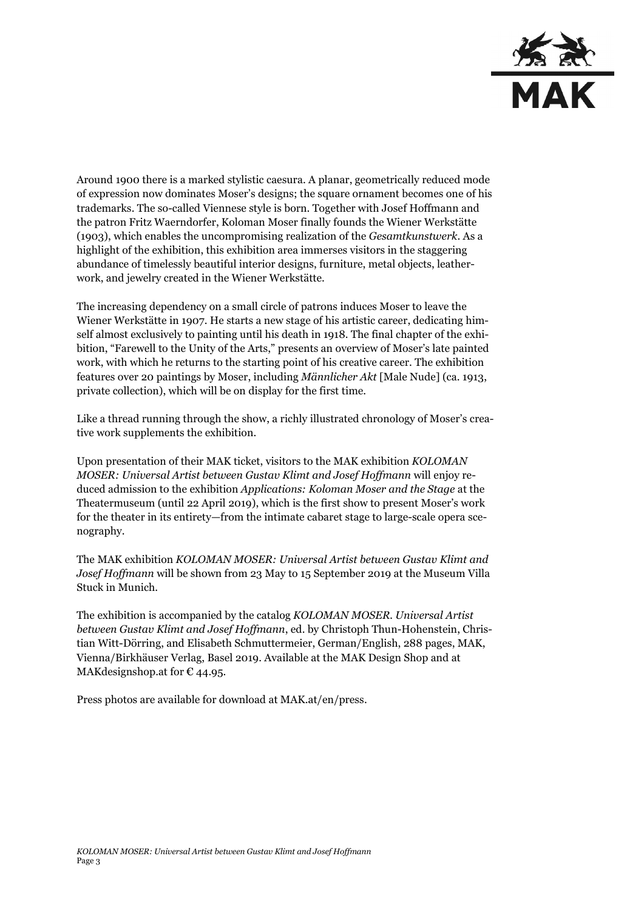Around 1900 there is a marked stylistic caesura. A planar, geometrically reduced mode of expression now dominates Moser's designs; the square ornament becomes one of his trademarks. The so-called Viennese style is born. Together with Josef Hoffmann and the patron Fritz Waerndorfer, Koloman Moser finally founds the Wiener Werkstätte (1903), which enables the uncompromising realization of the *Gesamtkunstwerk*. As a highlight of the exhibition, this exhibition area immerses visitors in the staggering abundance of timelessly beautiful interior designs, furniture, metal objects, leatherwork, and jewelry created in the Wiener Werkstätte.

The increasing dependency on a small circle of patrons induces Moser to leave the Wiener Werkstätte in 1907. He starts a new stage of his artistic career, dedicating himself almost exclusively to painting until his death in 1918. The final chapter of the exhibition, "Farewell to the Unity of the Arts," presents an overview of Moser's late painted work, with which he returns to the starting point of his creative career. The exhibition features over 20 paintings by Moser, including *Männlicher Akt* [Male Nude] (ca. 1913, private collection), which will be on display for the first time.

Like a thread running through the show, a richly illustrated chronology of Moser's creative work supplements the exhibition.

Upon presentation of their MAK ticket, visitors to the MAK exhibition *KOLOMAN MOSER: Universal Artist between Gustav Klimt and Josef Hoffmann* will enjoy reduced admission to the exhibition *Applications: Koloman Moser and the Stage* at the Theatermuseum (until 22 April 2019), which is the first show to present Moser's work for the theater in its entirety—from the intimate cabaret stage to large-scale opera scenography.

The MAK exhibition *KOLOMAN MOSER: Universal Artist between Gustav Klimt and Josef Hoffmann* will be shown from 23 May to 15 September 2019 at the Museum Villa Stuck in Munich.

The exhibition is accompanied by the catalog *KOLOMAN MOSER. Universal Artist between Gustav Klimt and Josef Hoffmann*, ed. by Christoph Thun-Hohenstein, Christian Witt-Dörring, and Elisabeth Schmuttermeier, German/English, 288 pages, MAK, Vienna/Birkhäuser Verlag, Basel 2019. Available at the MAK Design Shop and at MAKdesignshop.at for € 44.95.

Press photos are available for download at MAK.at/en/press.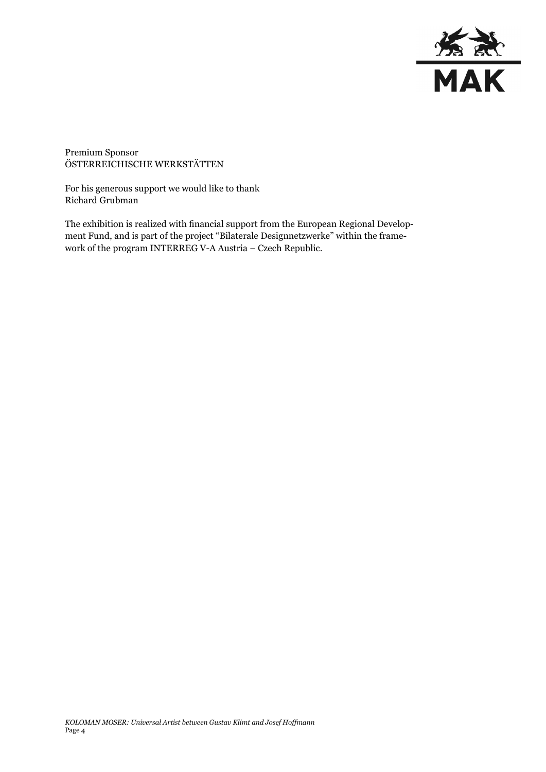Premium Sponsor
ÖSTERREICHISCHE WERKSTÄTTEN

For his generous support we would like to thank
Richard Grubman

The exhibition is realized with financial support from the European Regional Development Fund, and is part of the project "Bilaterale Designnetzwerke" within the framework of the program INTERREG V-A Austria – Czech Republic.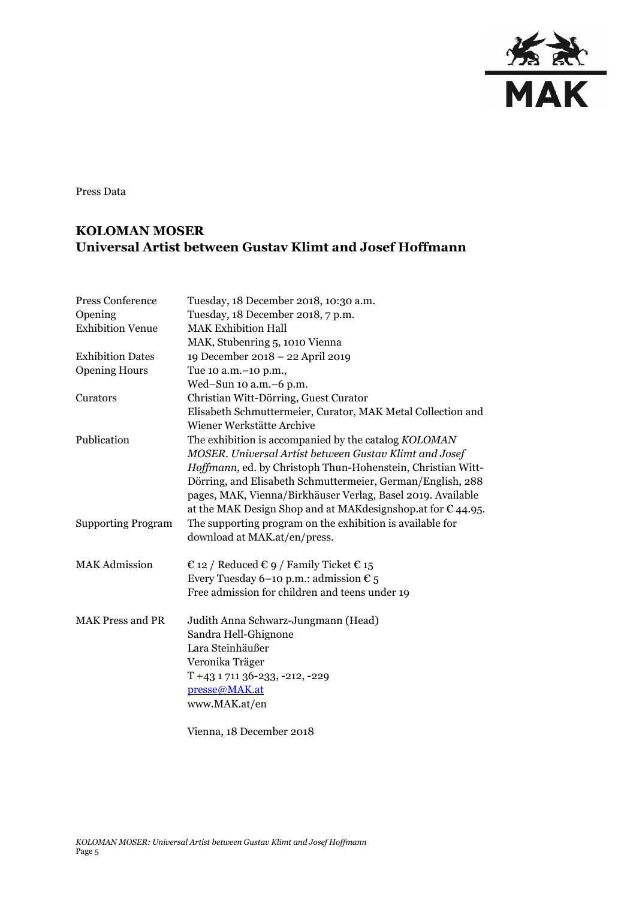Press Data

## KOLOMAN MOSER
## Universal Artist between Gustav Klimt and Josef Hoffmann

| | |
|---|---|
| Press Conference | Tuesday, 18 December 2018, 10:30 a.m. |
| Opening | Tuesday, 18 December 2018, 7 p.m. |
| Exhibition Venue | MAK Exhibition Hall<br>MAK, Stubenring 5, 1010 Vienna |
| Exhibition Dates | 19 December 2018 – 22 April 2019 |
| Opening Hours | Tue 10 a.m.–10 p.m.,<br>Wed–Sun 10 a.m.–6 p.m. |
| Curators | Christian Witt-Dörring, Guest Curator<br>Elisabeth Schmuttermeier, Curator, MAK Metal Collection and Wiener Werkstätte Archive |
| Publication | The exhibition is accompanied by the catalog *KOLOMAN MOSER. Universal Artist between Gustav Klimt and Josef Hoffmann*, ed. by Christoph Thun-Hohenstein, Christian Witt-Dörring, and Elisabeth Schmuttermeier, German/English, 288 pages, MAK, Vienna/Birkhäuser Verlag, Basel 2019. Available at the MAK Design Shop and at MAKdesignshop.at for € 44.95. |
| Supporting Program | The supporting program on the exhibition is available for download at MAK.at/en/press. |
| MAK Admission | € 12 / Reduced € 9 / Family Ticket € 15<br>Every Tuesday 6–10 p.m.: admission € 5<br>Free admission for children and teens under 19 |
| MAK Press and PR | Judith Anna Schwarz-Jungmann (Head)<br>Sandra Hell-Ghignone<br>Lara Steinhäußer<br>Veronika Träger<br>T +43 1 711 36-233, -212, -229<br>presse@MAK.at<br>www.MAK.at/en |

Vienna, 18 December 2018